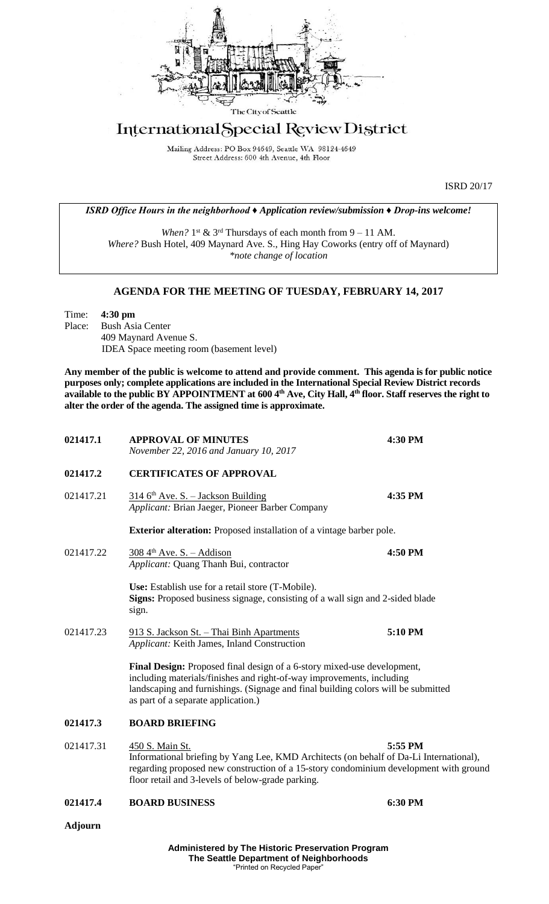The City of Seattle

# International Special Review District

Mailing Address: PO Box 94649, Seattle WA 98124-4649
Street Address: 600 4th Avenue, 4th Floor

ISRD 20/17

***ISRD Office Hours in the neighborhood ♦ Application review/submission ♦ Drop-ins welcome!***

*When?* 1st & 3rd Thursdays of each month from 9 – 11 AM.
*Where?* Bush Hotel, 409 Maynard Ave. S., Hing Hay Coworks (entry off of Maynard)
*\*note change of location*

## AGENDA FOR THE MEETING OF TUESDAY, FEBRUARY 14, 2017

Time: **4:30 pm**
Place: Bush Asia Center
409 Maynard Avenue S.
IDEA Space meeting room (basement level)

**Any member of the public is welcome to attend and provide comment. This agenda is for public notice purposes only; complete applications are included in the International Special Review District records available to the public BY APPOINTMENT at 600 4th Ave, City Hall, 4th floor. Staff reserves the right to alter the order of the agenda. The assigned time is approximate.**

**021417.1 APPROVAL OF MINUTES** — **4:30 PM**
*November 22, 2016 and January 10, 2017*

**021417.2 CERTIFICATES OF APPROVAL**

021417.21 314 6th Ave. S. – Jackson Building — **4:35 PM**
*Applicant:* Brian Jaeger, Pioneer Barber Company

**Exterior alteration:** Proposed installation of a vintage barber pole.

021417.22 308 4th Ave. S. – Addison — **4:50 PM**
*Applicant:* Quang Thanh Bui, contractor

**Use:** Establish use for a retail store (T-Mobile).
**Signs:** Proposed business signage, consisting of a wall sign and 2-sided blade sign.

021417.23 913 S. Jackson St. – Thai Binh Apartments — **5:10 PM**
*Applicant:* Keith James, Inland Construction

**Final Design:** Proposed final design of a 6-story mixed-use development, including materials/finishes and right-of-way improvements, including landscaping and furnishings. (Signage and final building colors will be submitted as part of a separate application.)

**021417.3 BOARD BRIEFING**

021417.31 450 S. Main St. — **5:55 PM**
Informational briefing by Yang Lee, KMD Architects (on behalf of Da-Li International), regarding proposed new construction of a 15-story condominium development with ground floor retail and 3-levels of below-grade parking.

**021417.4 BOARD BUSINESS** — **6:30 PM**

**Adjourn**

**Administered by The Historic Preservation Program**
**The Seattle Department of Neighborhoods**
"Printed on Recycled Paper"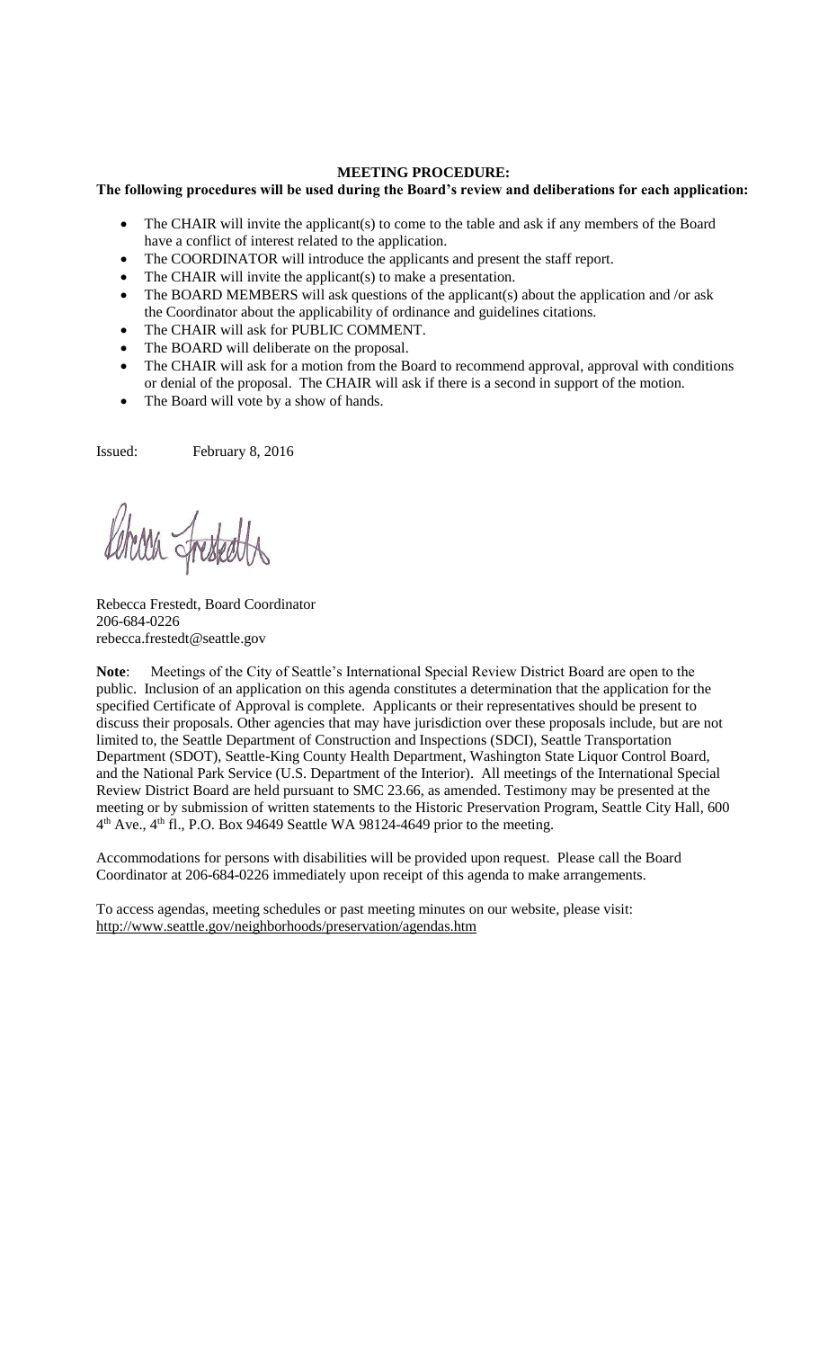**MEETING PROCEDURE:**

**The following procedures will be used during the Board's review and deliberations for each application:**

- The CHAIR will invite the applicant(s) to come to the table and ask if any members of the Board have a conflict of interest related to the application.
- The COORDINATOR will introduce the applicants and present the staff report.
- The CHAIR will invite the applicant(s) to make a presentation.
- The BOARD MEMBERS will ask questions of the applicant(s) about the application and /or ask the Coordinator about the applicability of ordinance and guidelines citations.
- The CHAIR will ask for PUBLIC COMMENT.
- The BOARD will deliberate on the proposal.
- The CHAIR will ask for a motion from the Board to recommend approval, approval with conditions or denial of the proposal. The CHAIR will ask if there is a second in support of the motion.
- The Board will vote by a show of hands.

Issued: February 8, 2016

Rebecca Frestedt, Board Coordinator
206-684-0226
rebecca.frestedt@seattle.gov

**Note**: Meetings of the City of Seattle's International Special Review District Board are open to the public. Inclusion of an application on this agenda constitutes a determination that the application for the specified Certificate of Approval is complete. Applicants or their representatives should be present to discuss their proposals. Other agencies that may have jurisdiction over these proposals include, but are not limited to, the Seattle Department of Construction and Inspections (SDCI), Seattle Transportation Department (SDOT), Seattle-King County Health Department, Washington State Liquor Control Board, and the National Park Service (U.S. Department of the Interior). All meetings of the International Special Review District Board are held pursuant to SMC 23.66, as amended. Testimony may be presented at the meeting or by submission of written statements to the Historic Preservation Program, Seattle City Hall, 600 4th Ave., 4th fl., P.O. Box 94649 Seattle WA 98124-4649 prior to the meeting.

Accommodations for persons with disabilities will be provided upon request. Please call the Board Coordinator at 206-684-0226 immediately upon receipt of this agenda to make arrangements.

To access agendas, meeting schedules or past meeting minutes on our website, please visit: http://www.seattle.gov/neighborhoods/preservation/agendas.htm